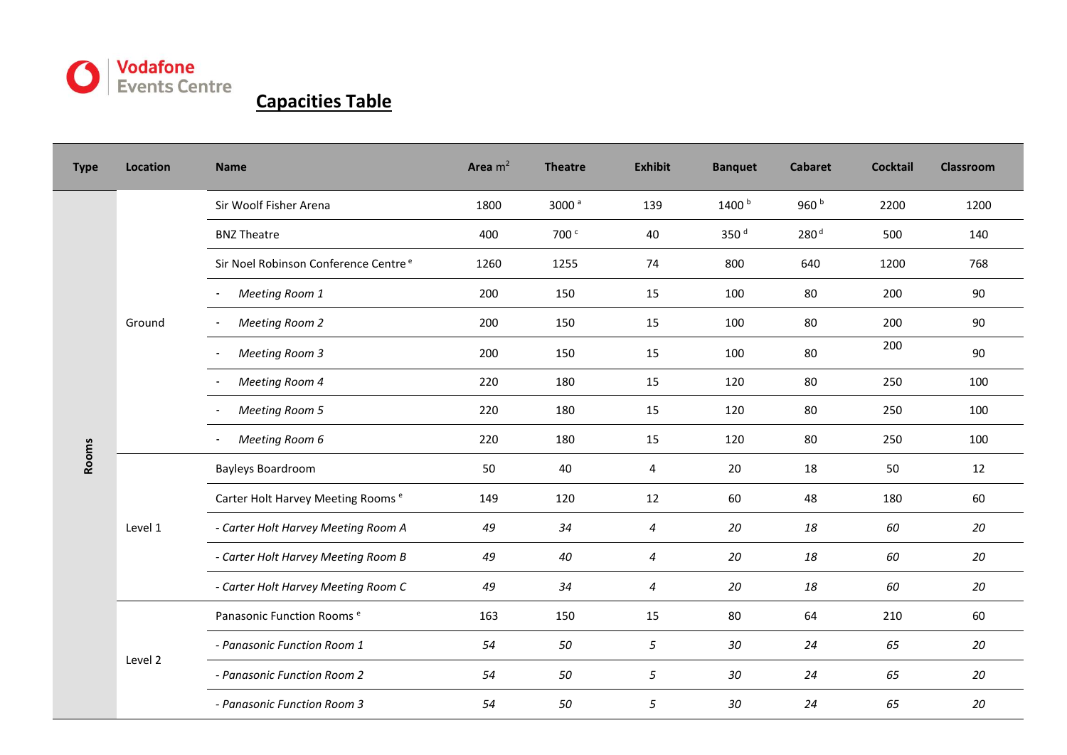Vodafone Events Centre

# Capacities Table

| Type | Location | Name | Area $m^2$ | Theatre | Exhibit | Banquet | Cabaret | Cocktail | Classroom |
|---|---|---|---|---|---|---|---|---|---|
| Rooms | Ground | Sir Woolf Fisher Arena | 1800 | 3000 [a] | 139 | 1400 [b] | 960 [b] | 2200 | 1200 |
| | | BNZ Theatre | 400 | 700 [c] | 40 | 350 [d] | 280 [d] | 500 | 140 |
| | | Sir Noel Robinson Conference Centre [e] | 1260 | 1255 | 74 | 800 | 640 | 1200 | 768 |
| | | - *Meeting Room 1* | 200 | 150 | 15 | 100 | 80 | 200 | 90 |
| | | - *Meeting Room 2* | 200 | 150 | 15 | 100 | 80 | 200 | 90 |
| | | - *Meeting Room 3* | 200 | 150 | 15 | 100 | 80 | 200 | 90 |
| | | - *Meeting Room 4* | 220 | 180 | 15 | 120 | 80 | 250 | 100 |
| | | - *Meeting Room 5* | 220 | 180 | 15 | 120 | 80 | 250 | 100 |
| | | - *Meeting Room 6* | 220 | 180 | 15 | 120 | 80 | 250 | 100 |
| | Level 1 | Bayleys Boardroom | 50 | 40 | 4 | 20 | 18 | 50 | 12 |
| | | Carter Holt Harvey Meeting Rooms [e] | 149 | 120 | 12 | 60 | 48 | 180 | 60 |
| | | *- Carter Holt Harvey Meeting Room A* | *49* | *34* | *4* | *20* | *18* | *60* | *20* |
| | | *- Carter Holt Harvey Meeting Room B* | *49* | *40* | *4* | *20* | *18* | *60* | *20* |
| | | *- Carter Holt Harvey Meeting Room C* | *49* | *34* | *4* | *20* | *18* | *60* | *20* |
| | Level 2 | Panasonic Function Rooms [e] | 163 | 150 | 15 | 80 | 64 | 210 | 60 |
| | | *- Panasonic Function Room 1* | *54* | *50* | *5* | *30* | *24* | *65* | *20* |
| | | *- Panasonic Function Room 2* | *54* | *50* | *5* | *30* | *24* | *65* | *20* |
| | | *- Panasonic Function Room 3* | *54* | *50* | *5* | *30* | *24* | *65* | *20* |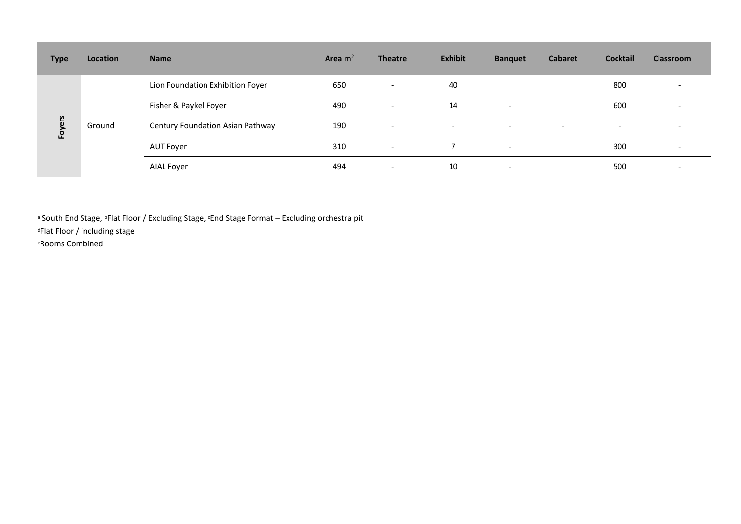| Type | Location | Name | Area m² | Theatre | Exhibit | Banquet | Cabaret | Cocktail | Classroom |
|---|---|---|---|---|---|---|---|---|---|
| Foyers | Ground | Lion Foundation Exhibition Foyer | 650 | - | 40 | | | 800 | - |
| | | Fisher & Paykel Foyer | 490 | - | 14 | - | | 600 | - |
| | | Century Foundation Asian Pathway | 190 | - | - | - | - | - | - |
| | | AUT Foyer | 310 | - | 7 | - | | 300 | - |
| | | AIAL Foyer | 494 | - | 10 | - | | 500 | - |

[a] South End Stage, [b]Flat Floor / Excluding Stage, [c]End Stage Format – Excluding orchestra pit

[d]Flat Floor / including stage

[e]Rooms Combined